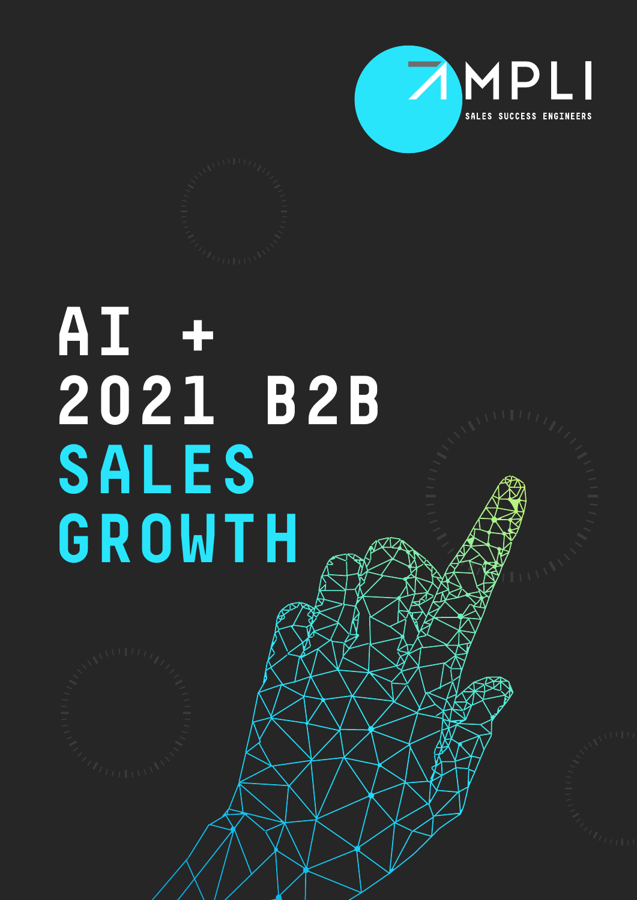AMPLI

SALES SUCCESS ENGINEERS

# AI + 2021 B2B SALES GROWTH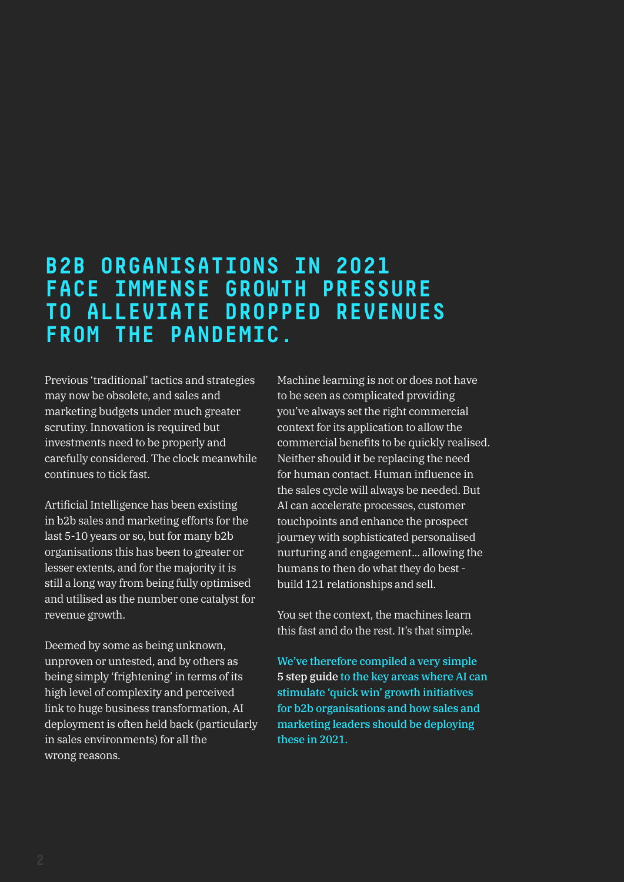# B2B ORGANISATIONS IN 2021 FACE IMMENSE GROWTH PRESSURE TO ALLEVIATE DROPPED REVENUES FROM THE PANDEMIC.

Previous 'traditional' tactics and strategies may now be obsolete, and sales and marketing budgets under much greater scrutiny. Innovation is required but investments need to be properly and carefully considered. The clock meanwhile continues to tick fast.

Artificial Intelligence has been existing in b2b sales and marketing efforts for the last 5-10 years or so, but for many b2b organisations this has been to greater or lesser extents, and for the majority it is still a long way from being fully optimised and utilised as the number one catalyst for revenue growth.

Deemed by some as being unknown, unproven or untested, and by others as being simply 'frightening' in terms of its high level of complexity and perceived link to huge business transformation, AI deployment is often held back (particularly in sales environments) for all the wrong reasons.

Machine learning is not or does not have to be seen as complicated providing you've always set the right commercial context for its application to allow the commercial benefits to be quickly realised. Neither should it be replacing the need for human contact. Human influence in the sales cycle will always be needed. But AI can accelerate processes, customer touchpoints and enhance the prospect journey with sophisticated personalised nurturing and engagement... allowing the humans to then do what they do best - build 121 relationships and sell.

You set the context, the machines learn this fast and do the rest. It's that simple.

We've therefore compiled a very simple **5 step guide** to the key areas where AI can stimulate 'quick win' growth initiatives for b2b organisations and how sales and marketing leaders should be deploying these in 2021.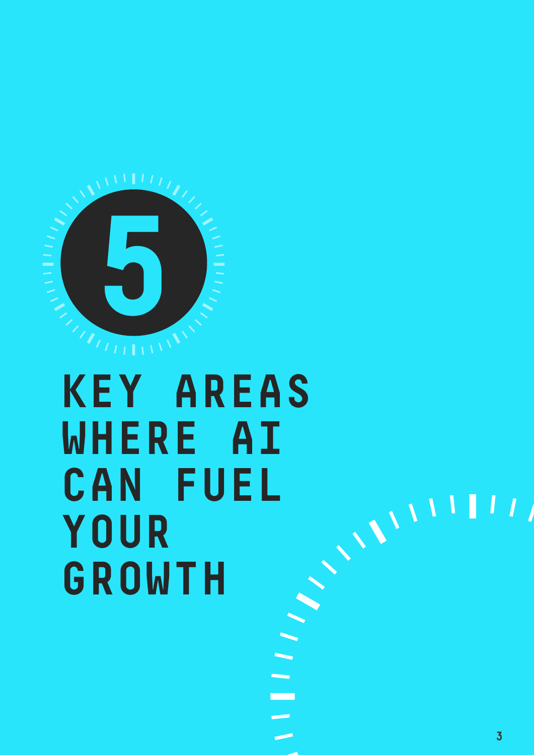# 5 KEY AREAS WHERE AI CAN FUEL YOUR GROWTH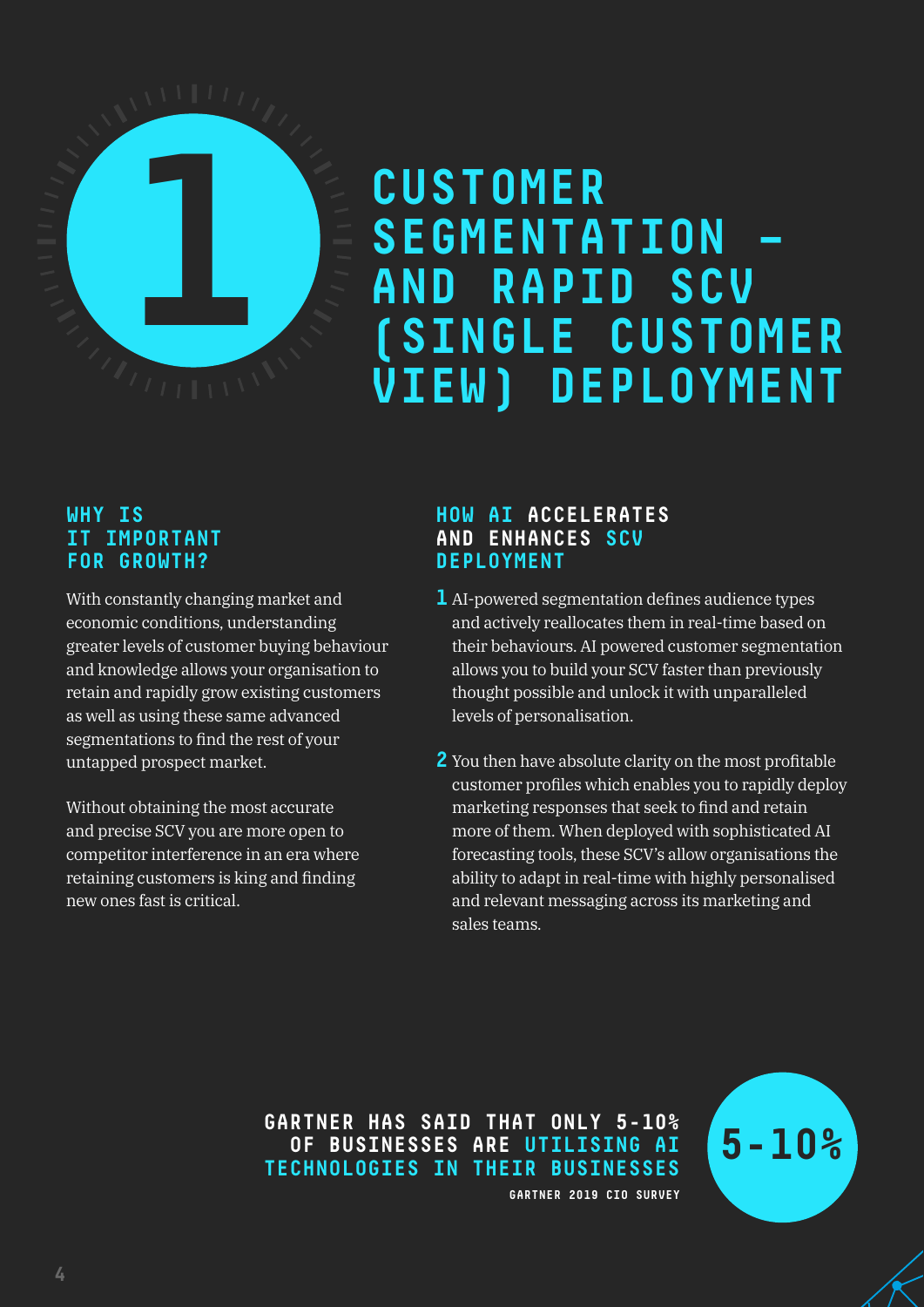# 1 CUSTOMER SEGMENTATION – AND RAPID SCV (SINGLE CUSTOMER VIEW) DEPLOYMENT

## WHY IS IT IMPORTANT FOR GROWTH?

With constantly changing market and economic conditions, understanding greater levels of customer buying behaviour and knowledge allows your organisation to retain and rapidly grow existing customers as well as using these same advanced segmentations to find the rest of your untapped prospect market.

Without obtaining the most accurate and precise SCV you are more open to competitor interference in an era where retaining customers is king and finding new ones fast is critical.

## HOW AI ACCELERATES AND ENHANCES SCV DEPLOYMENT

1. AI-powered segmentation defines audience types and actively reallocates them in real-time based on their behaviours. AI powered customer segmentation allows you to build your SCV faster than previously thought possible and unlock it with unparalleled levels of personalisation.

2. You then have absolute clarity on the most profitable customer profiles which enables you to rapidly deploy marketing responses that seek to find and retain more of them. When deployed with sophisticated AI forecasting tools, these SCV's allow organisations the ability to adapt in real-time with highly personalised and relevant messaging across its marketing and sales teams.

**GARTNER HAS SAID THAT ONLY 5-10% OF BUSINESSES ARE UTILISING AI TECHNOLOGIES IN THEIR BUSINESSES**

GARTNER 2019 CIO SURVEY

**5-10%**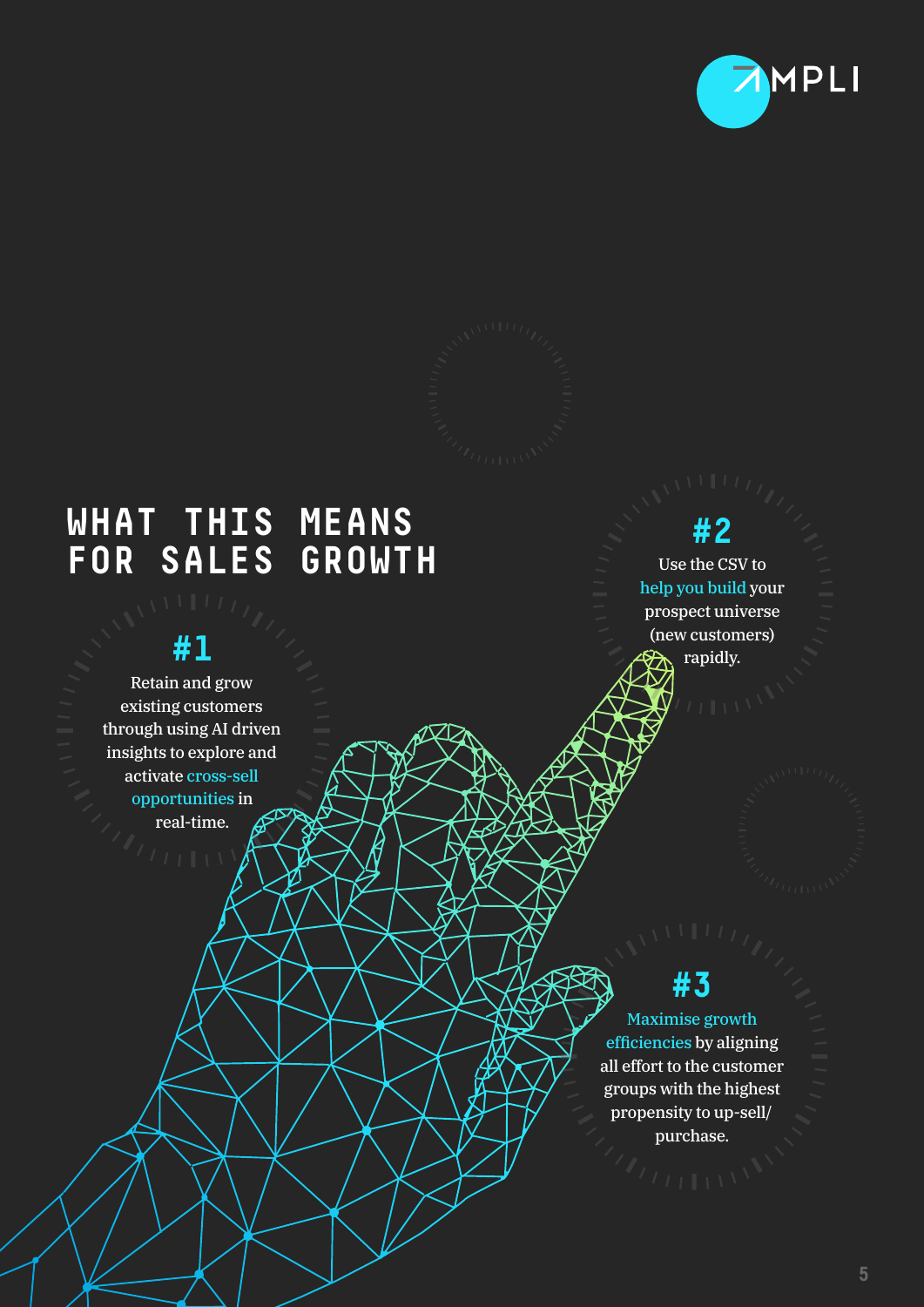# WHAT THIS MEANS FOR SALES GROWTH

## #1

Retain and grow existing customers through using AI driven insights to explore and activate cross-sell opportunities in real-time.

## #2

Use the CSV to help you build your prospect universe (new customers) rapidly.

## #3

Maximise growth efficiencies by aligning all effort to the customer groups with the highest propensity to up-sell/ purchase.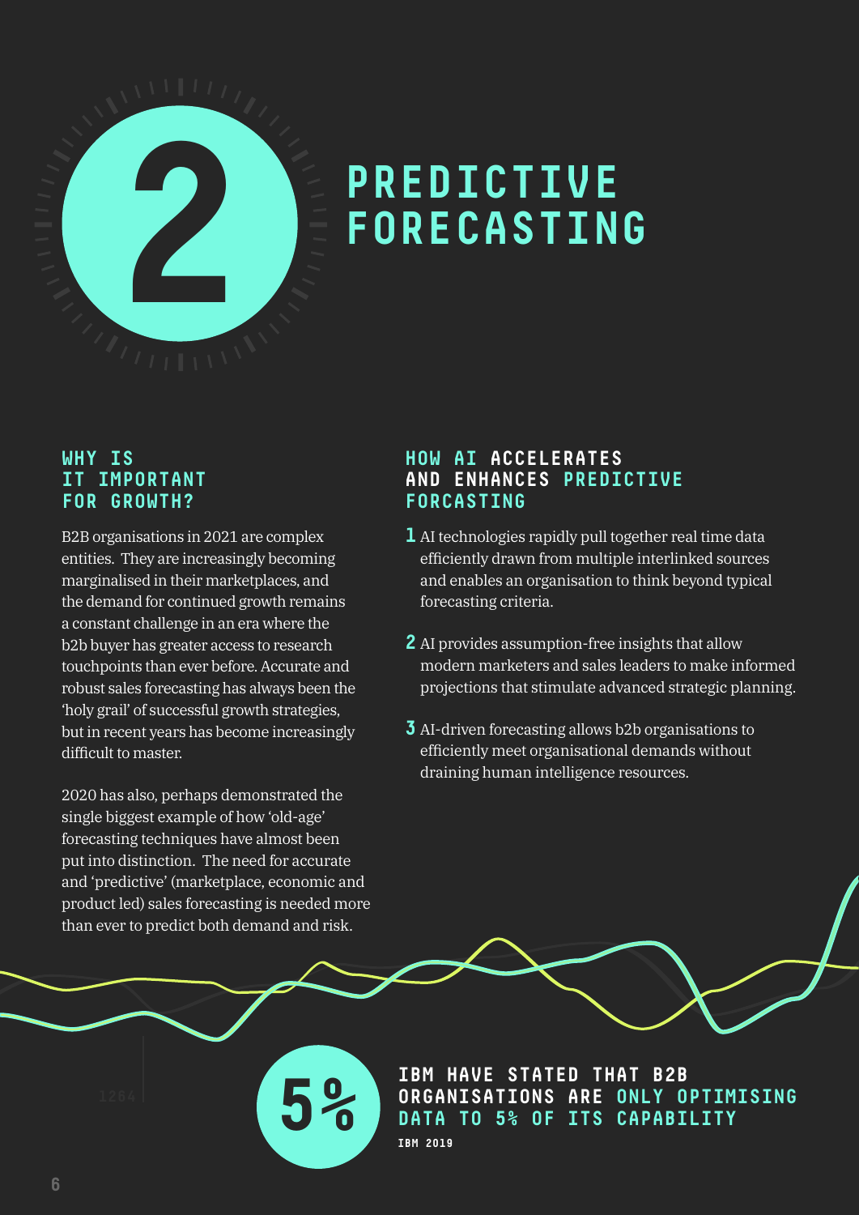# 2 PREDICTIVE FORECASTING

## WHY IS IT IMPORTANT FOR GROWTH?

B2B organisations in 2021 are complex entities. They are increasingly becoming marginalised in their marketplaces, and the demand for continued growth remains a constant challenge in an era where the b2b buyer has greater access to research touchpoints than ever before. Accurate and robust sales forecasting has always been the 'holy grail' of successful growth strategies, but in recent years has become increasingly difficult to master.

2020 has also, perhaps demonstrated the single biggest example of how 'old-age' forecasting techniques have almost been put into distinction. The need for accurate and 'predictive' (marketplace, economic and product led) sales forecasting is needed more than ever to predict both demand and risk.

## HOW AI ACCELERATES AND ENHANCES PREDICTIVE FORCASTING

1. AI technologies rapidly pull together real time data efficiently drawn from multiple interlinked sources and enables an organisation to think beyond typical forecasting criteria.
2. AI provides assumption-free insights that allow modern marketers and sales leaders to make informed projections that stimulate advanced strategic planning.
3. AI-driven forecasting allows b2b organisations to efficiently meet organisational demands without draining human intelligence resources.

**5%**

**IBM HAVE STATED THAT B2B ORGANISATIONS ARE ONLY OPTIMISING DATA TO 5% OF ITS CAPABILITY**

IBM 2019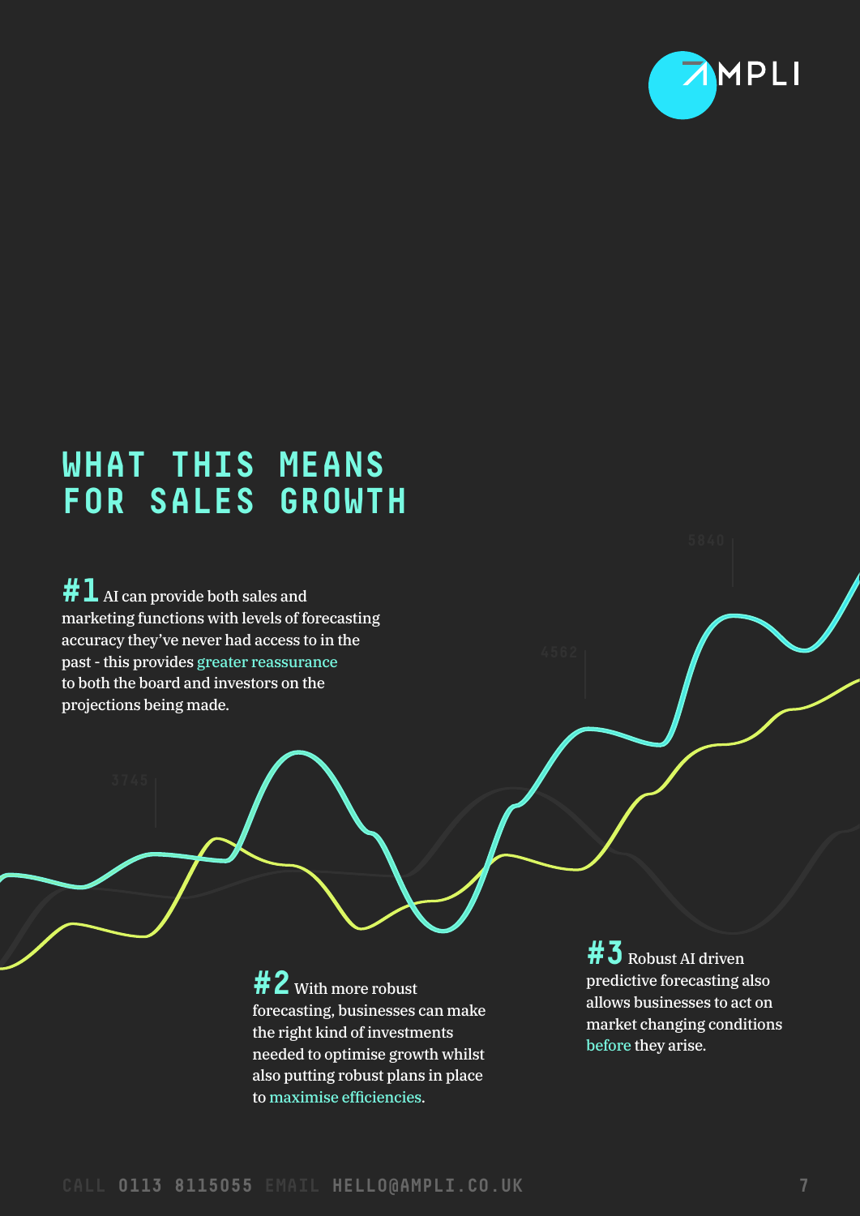# WHAT THIS MEANS FOR SALES GROWTH

**#1** AI can provide both sales and marketing functions with levels of forecasting accuracy they've never had access to in the past - this provides greater reassurance to both the board and investors on the projections being made.

**#2** With more robust forecasting, businesses can make the right kind of investments needed to optimise growth whilst also putting robust plans in place to maximise efficiencies.

**#3** Robust AI driven predictive forecasting also allows businesses to act on market changing conditions before they arise.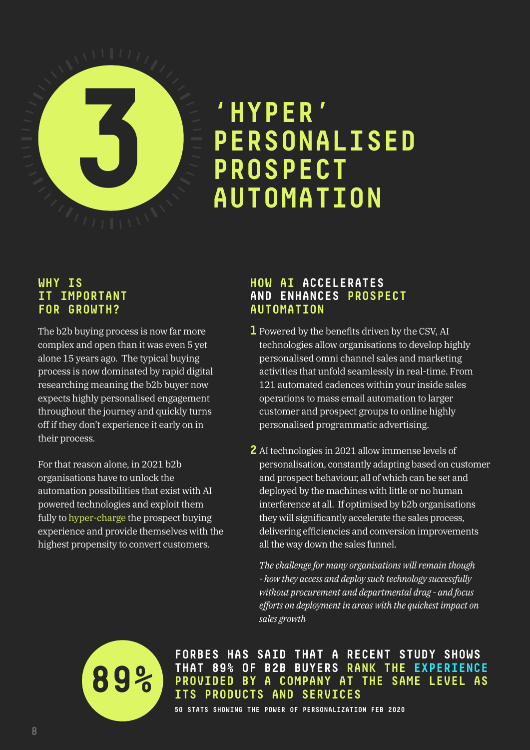# 3 'HYPER' PERSONALISED PROSPECT AUTOMATION

### WHY IS IT IMPORTANT FOR GROWTH?

The b2b buying process is now far more complex and open than it was even 5 yet alone 15 years ago. The typical buying process is now dominated by rapid digital researching meaning the b2b buyer now expects highly personalised engagement throughout the journey and quickly turns off if they don't experience it early on in their process.

For that reason alone, in 2021 b2b organisations have to unlock the automation possibilities that exist with AI powered technologies and exploit them fully to hyper-charge the prospect buying experience and provide themselves with the highest propensity to convert customers.

### HOW AI ACCELERATES AND ENHANCES PROSPECT AUTOMATION

1. Powered by the benefits driven by the CSV, AI technologies allow organisations to develop highly personalised omni channel sales and marketing activities that unfold seamlessly in real-time. From 121 automated cadences within your inside sales operations to mass email automation to larger customer and prospect groups to online highly personalised programmatic advertising.

2. AI technologies in 2021 allow immense levels of personalisation, constantly adapting based on customer and prospect behaviour, all of which can be set and deployed by the machines with little or no human interference at all. If optimised by b2b organisations they will significantly accelerate the sales process, delivering efficiencies and conversion improvements all the way down the sales funnel.

*The challenge for many organisations will remain though - how they access and deploy such technology successfully without procurement and departmental drag - and focus efforts on deployment in areas with the quickest impact on sales growth*

**89%**

**FORBES HAS SAID THAT A RECENT STUDY SHOWS THAT 89% OF B2B BUYERS RANK THE EXPERIENCE PROVIDED BY A COMPANY AT THE SAME LEVEL AS ITS PRODUCTS AND SERVICES**

50 STATS SHOWING THE POWER OF PERSONALIZATION FEB 2020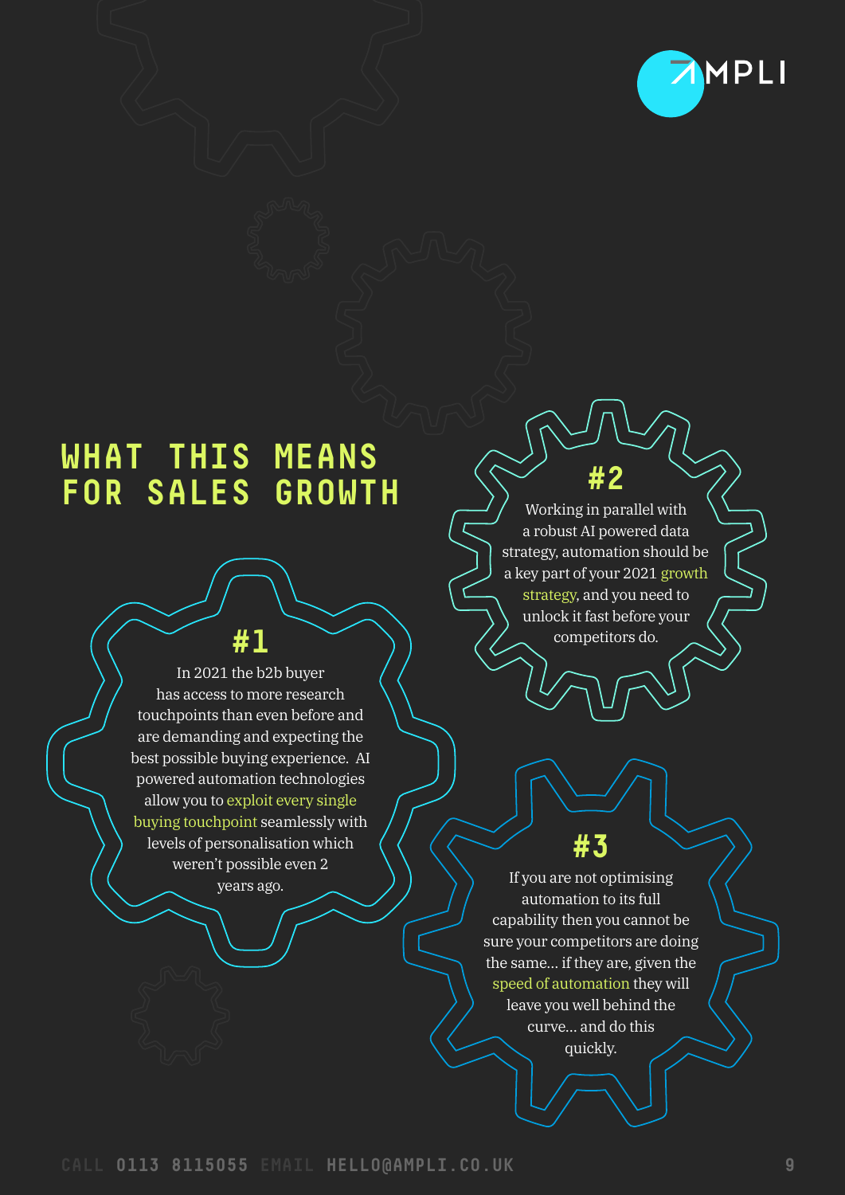# WHAT THIS MEANS FOR SALES GROWTH

## #1

In 2021 the b2b buyer has access to more research touchpoints than even before and are demanding and expecting the best possible buying experience. AI powered automation technologies allow you to exploit every single buying touchpoint seamlessly with levels of personalisation which weren't possible even 2 years ago.

## #2

Working in parallel with a robust AI powered data strategy, automation should be a key part of your 2021 growth strategy, and you need to unlock it fast before your competitors do.

## #3

If you are not optimising automation to its full capability then you cannot be sure your competitors are doing the same... if they are, given the speed of automation they will leave you well behind the curve... and do this quickly.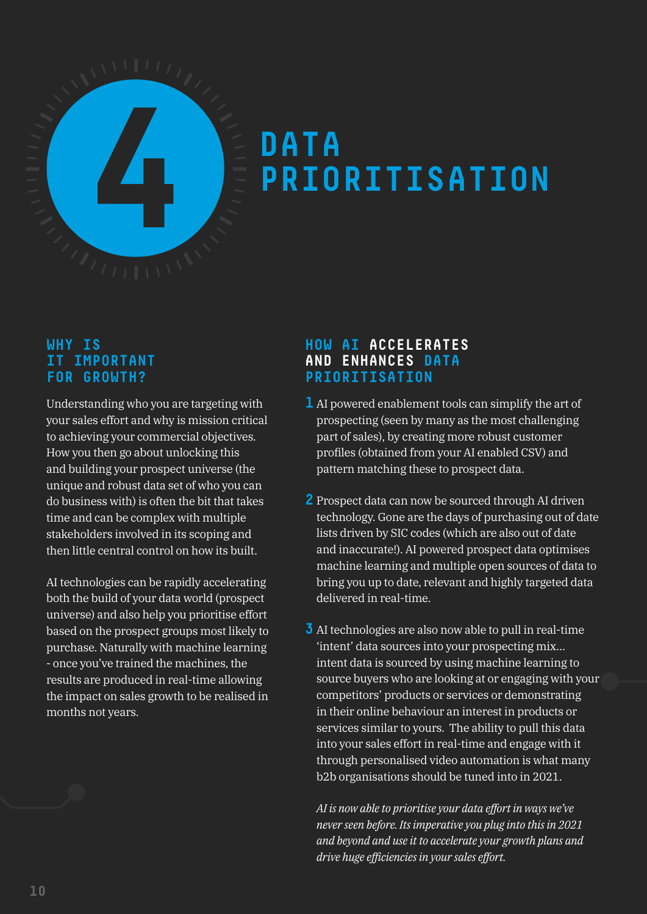# 4 DATA PRIORITISATION

## WHY IS IT IMPORTANT FOR GROWTH?

Understanding who you are targeting with your sales effort and why is mission critical to achieving your commercial objectives. How you then go about unlocking this and building your prospect universe (the unique and robust data set of who you can do business with) is often the bit that takes time and can be complex with multiple stakeholders involved in its scoping and then little central control on how its built.

AI technologies can be rapidly accelerating both the build of your data world (prospect universe) and also help you prioritise effort based on the prospect groups most likely to purchase. Naturally with machine learning - once you've trained the machines, the results are produced in real-time allowing the impact on sales growth to be realised in months not years.

## HOW AI ACCELERATES AND ENHANCES DATA PRIORITISATION

1. AI powered enablement tools can simplify the art of prospecting (seen by many as the most challenging part of sales), by creating more robust customer profiles (obtained from your AI enabled CSV) and pattern matching these to prospect data.

2. Prospect data can now be sourced through AI driven technology. Gone are the days of purchasing out of date lists driven by SIC codes (which are also out of date and inaccurate!). AI powered prospect data optimises machine learning and multiple open sources of data to bring you up to date, relevant and highly targeted data delivered in real-time.

3. AI technologies are also now able to pull in real-time 'intent' data sources into your prospecting mix... intent data is sourced by using machine learning to source buyers who are looking at or engaging with your competitors' products or services or demonstrating in their online behaviour an interest in products or services similar to yours. The ability to pull this data into your sales effort in real-time and engage with it through personalised video automation is what many b2b organisations should be tuned into in 2021.

*AI is now able to prioritise your data effort in ways we've never seen before. Its imperative you plug into this in 2021 and beyond and use it to accelerate your growth plans and drive huge efficiencies in your sales effort.*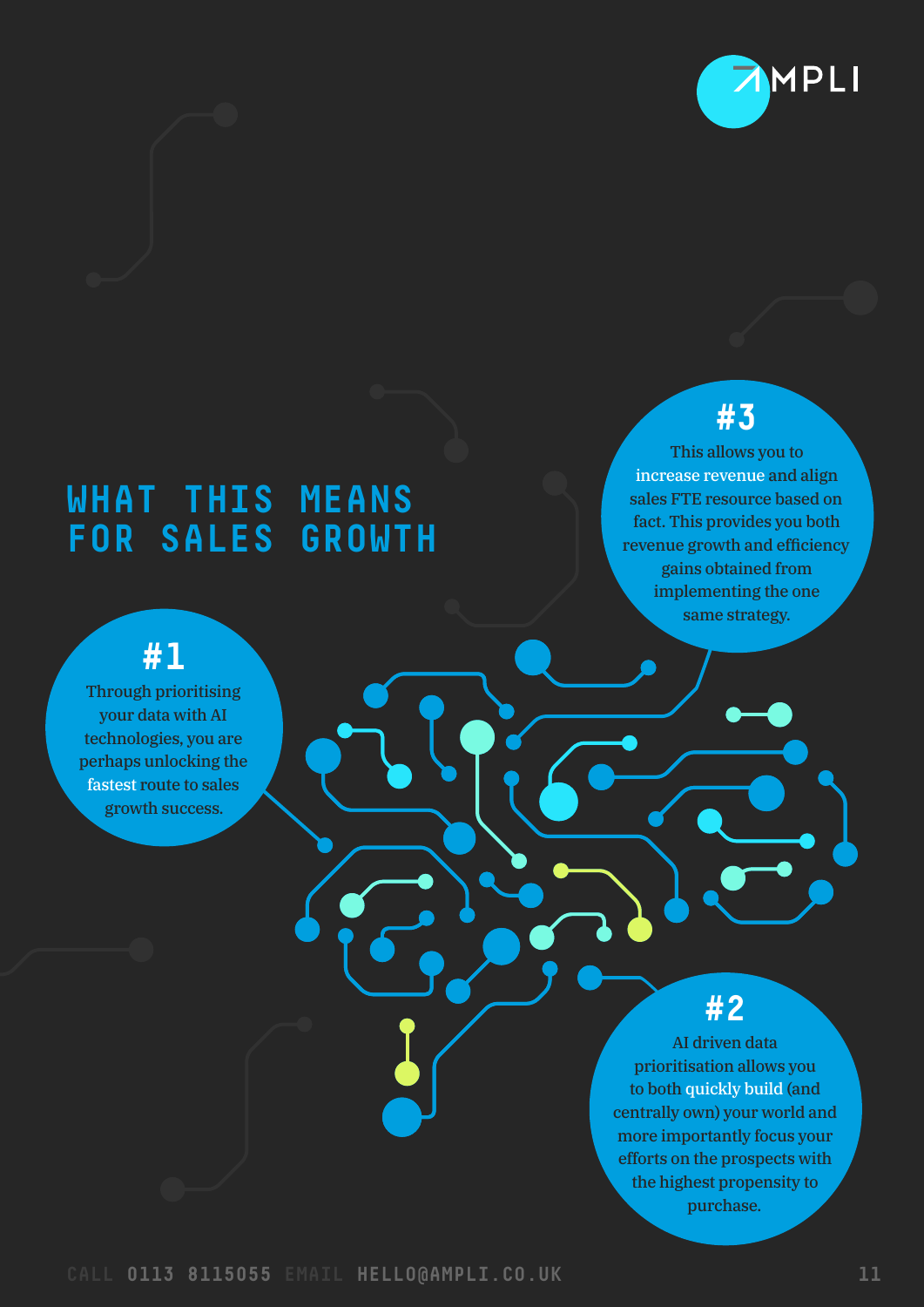# WHAT THIS MEANS FOR SALES GROWTH

## #1

Through prioritising your data with AI technologies, you are perhaps unlocking the **fastest** route to sales growth success.

## #2

AI driven data prioritisation allows you to both **quickly build** (and centrally own) your world and more importantly focus your efforts on the prospects with the highest propensity to purchase.

## #3

This allows you to **increase revenue** and align sales FTE resource based on fact. This provides you both revenue growth and efficiency gains obtained from implementing the one same strategy.

CALL 0113 8115055 EMAIL HELLO@AMPLI.CO.UK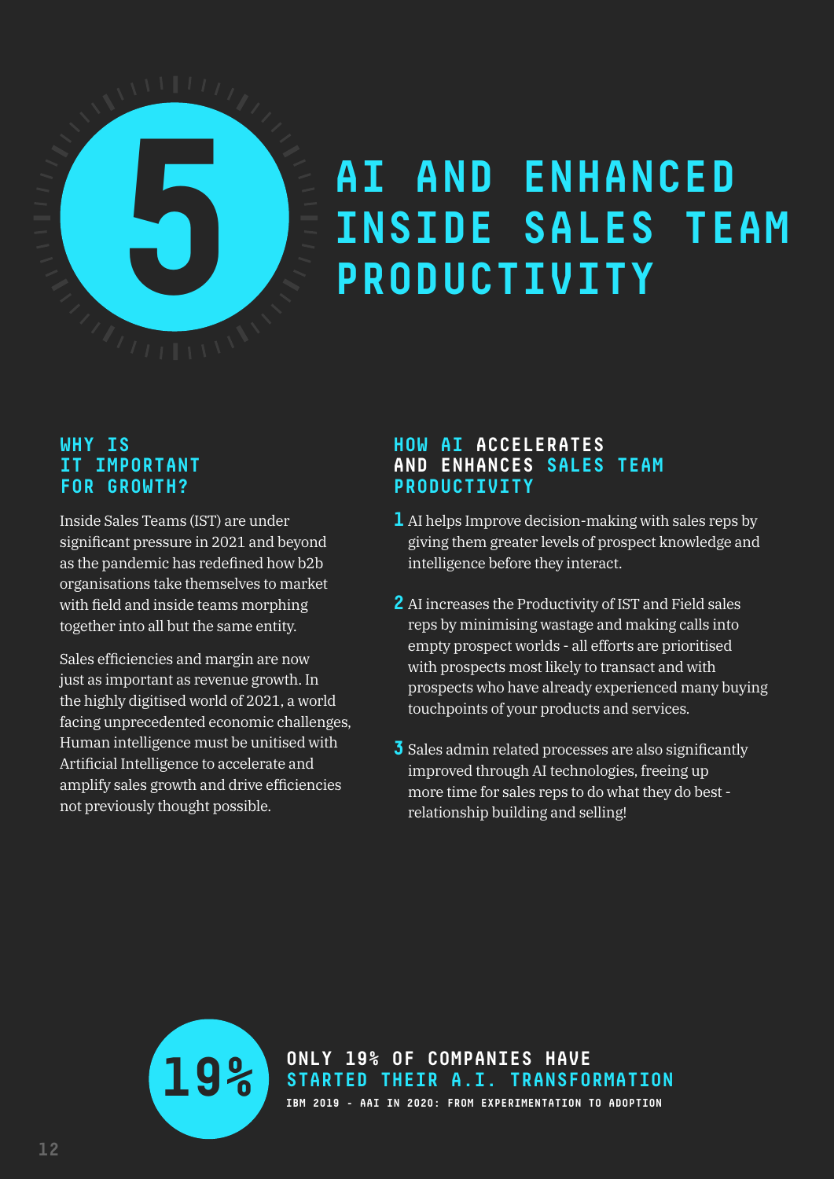# 5 AI AND ENHANCED INSIDE SALES TEAM PRODUCTIVITY

## WHY IS IT IMPORTANT FOR GROWTH?

Inside Sales Teams (IST) are under significant pressure in 2021 and beyond as the pandemic has redefined how b2b organisations take themselves to market with field and inside teams morphing together into all but the same entity.

Sales efficiencies and margin are now just as important as revenue growth. In the highly digitised world of 2021, a world facing unprecedented economic challenges, Human intelligence must be unitised with Artificial Intelligence to accelerate and amplify sales growth and drive efficiencies not previously thought possible.

## HOW AI ACCELERATES AND ENHANCES SALES TEAM PRODUCTIVITY

1. AI helps Improve decision-making with sales reps by giving them greater levels of prospect knowledge and intelligence before they interact.
2. AI increases the Productivity of IST and Field sales reps by minimising wastage and making calls into empty prospect worlds - all efforts are prioritised with prospects most likely to transact and with prospects who have already experienced many buying touchpoints of your products and services.
3. Sales admin related processes are also significantly improved through AI technologies, freeing up more time for sales reps to do what they do best - relationship building and selling!

**19%**

**ONLY 19% OF COMPANIES HAVE STARTED THEIR A.I. TRANSFORMATION**

IBM 2019 - AAI IN 2020: FROM EXPERIMENTATION TO ADOPTION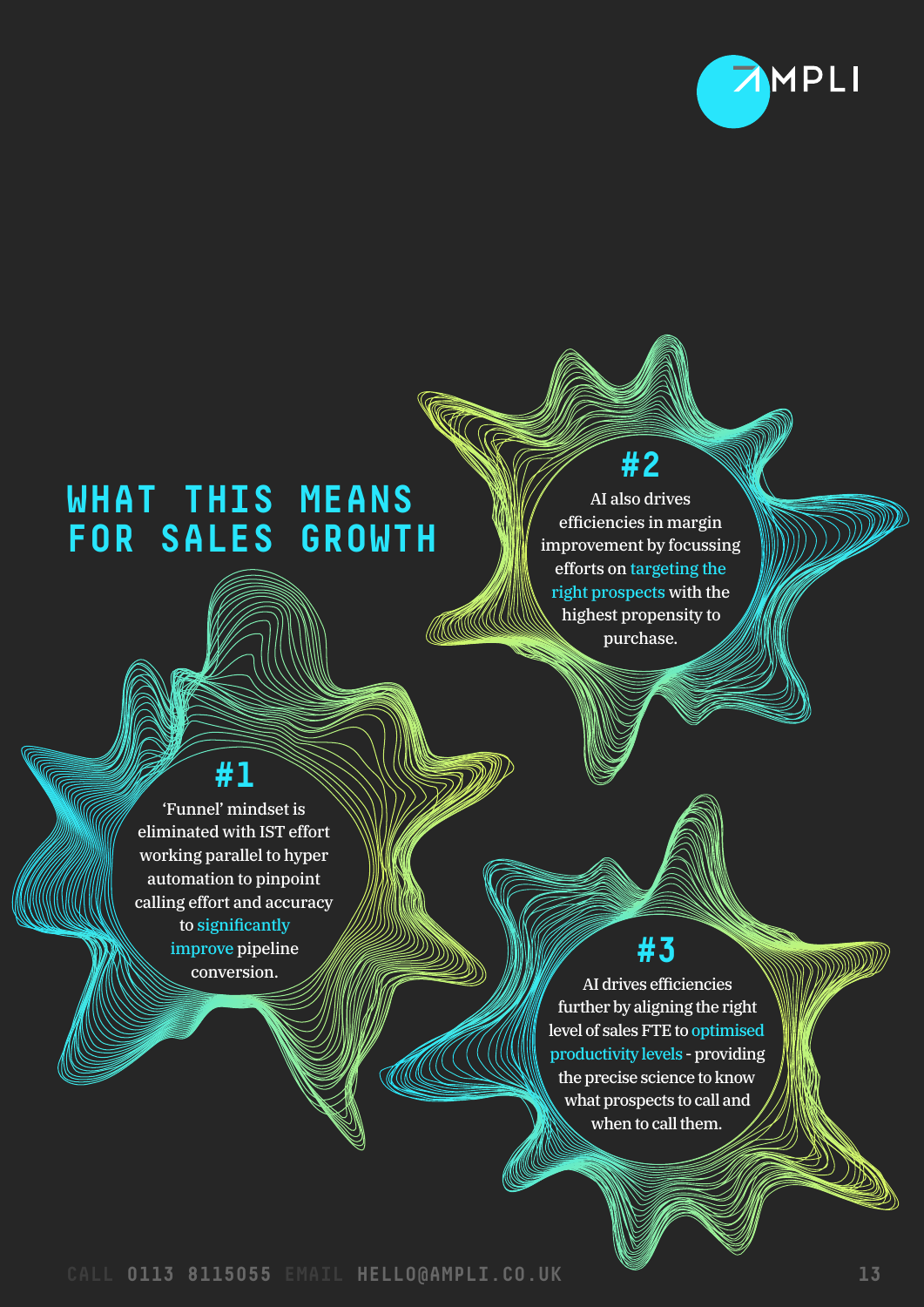# WHAT THIS MEANS FOR SALES GROWTH

## #1

'Funnel' mindset is eliminated with IST effort working parallel to hyper automation to pinpoint calling effort and accuracy to significantly improve pipeline conversion.

## #2

AI also drives efficiencies in margin improvement by focussing efforts on targeting the right prospects with the highest propensity to purchase.

## #3

AI drives efficiencies further by aligning the right level of sales FTE to optimised productivity levels - providing the precise science to know what prospects to call and when to call them.

CALL 0113 8115055 EMAIL HELLO@AMPLI.CO.UK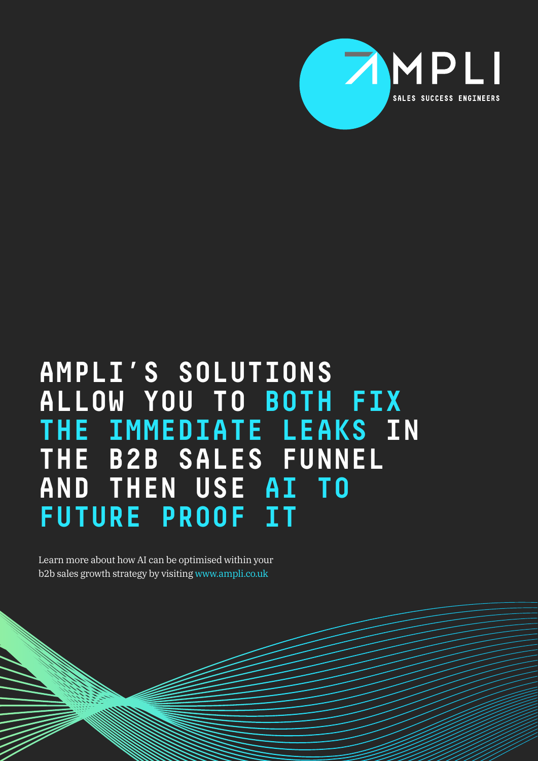AMPLI

SALES SUCCESS ENGINEERS

# AMPLI'S SOLUTIONS ALLOW YOU TO BOTH FIX THE IMMEDIATE LEAKS IN THE B2B SALES FUNNEL AND THEN USE AI TO FUTURE PROOF IT

Learn more about how AI can be optimised within your b2b sales growth strategy by visiting www.ampli.co.uk